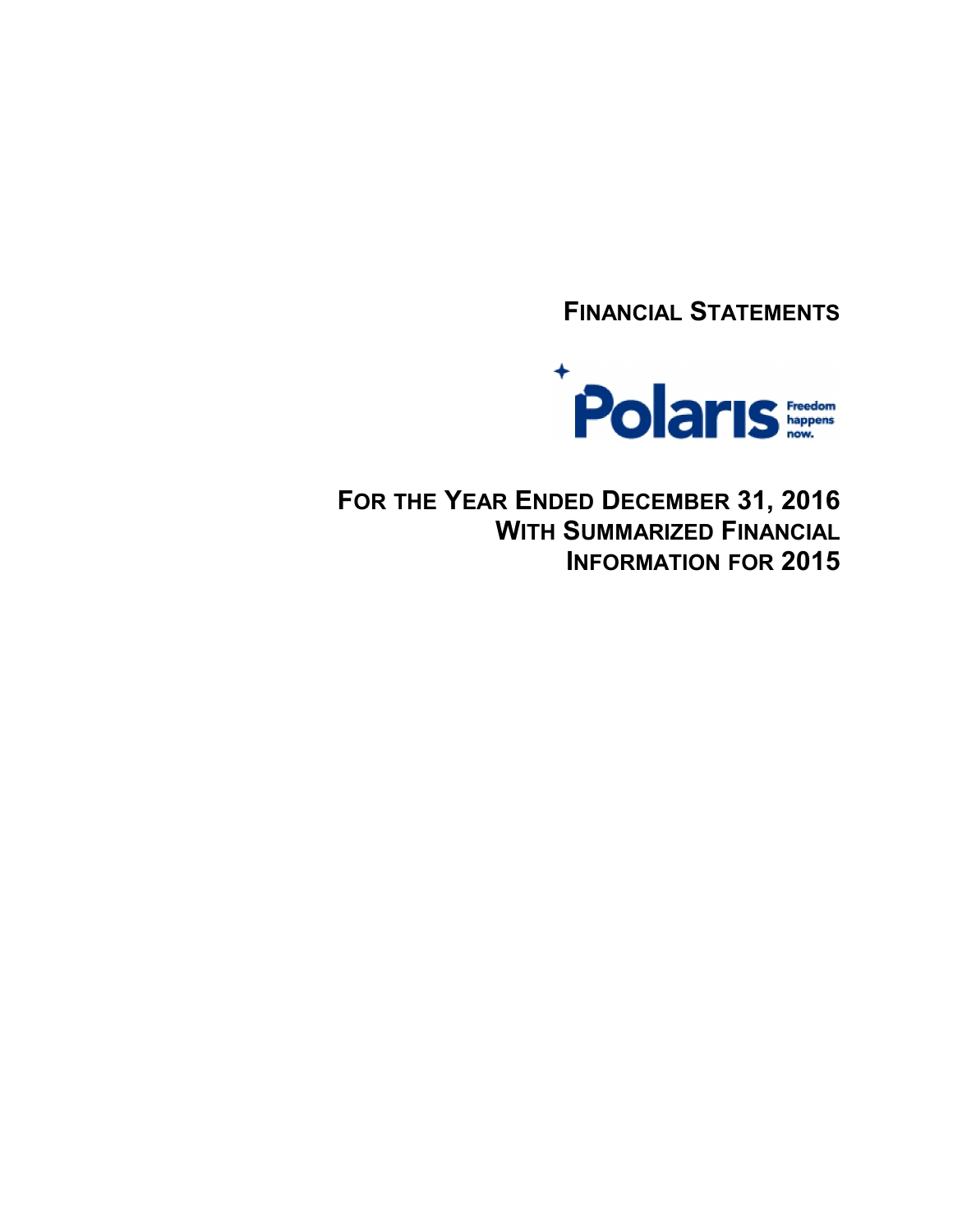# FINANCIAL STATEMENTS

Polaris

Freedom happens now.

## FOR THE YEAR ENDED DECEMBER 31, 2016 WITH SUMMARIZED FINANCIAL INFORMATION FOR 2015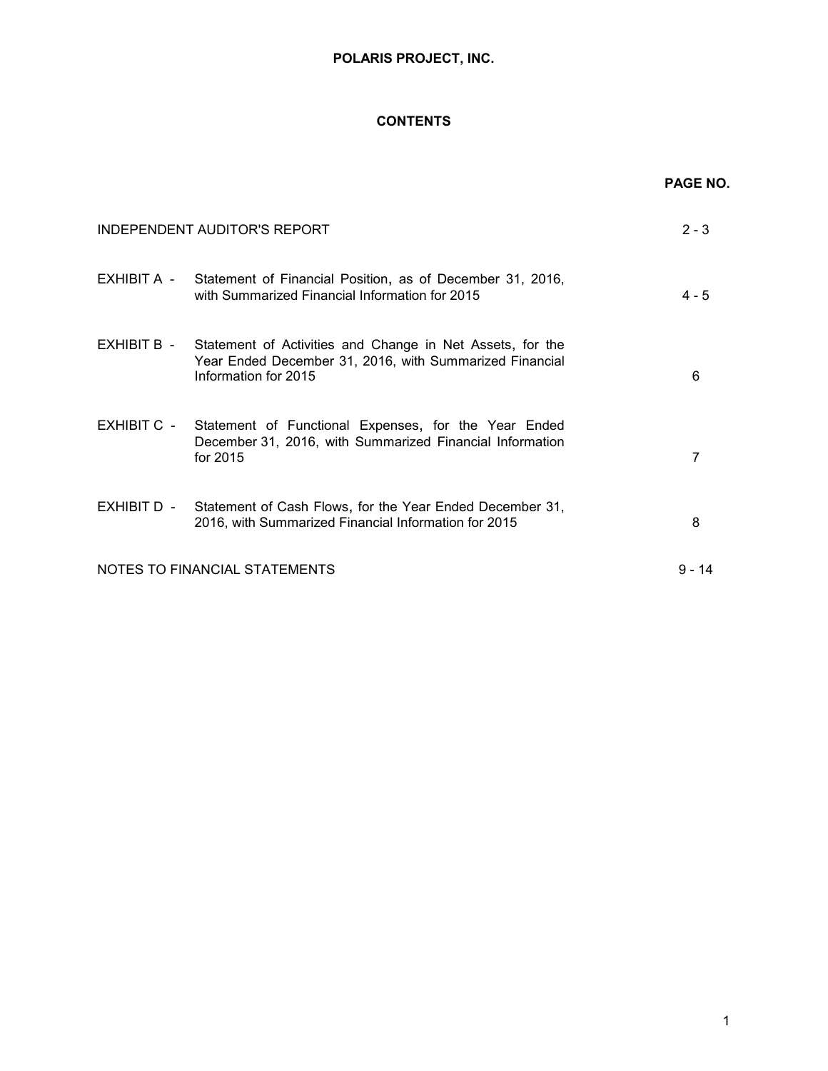**POLARIS PROJECT, INC.**

**CONTENTS**

| | | **PAGE NO.** |
|---|---|---|
| INDEPENDENT AUDITOR'S REPORT | | 2 - 3 |
| EXHIBIT A - | Statement of Financial Position, as of December 31, 2016, with Summarized Financial Information for 2015 | 4 - 5 |
| EXHIBIT B - | Statement of Activities and Change in Net Assets, for the Year Ended December 31, 2016, with Summarized Financial Information for 2015 | 6 |
| EXHIBIT C - | Statement of Functional Expenses, for the Year Ended December 31, 2016, with Summarized Financial Information for 2015 | 7 |
| EXHIBIT D - | Statement of Cash Flows, for the Year Ended December 31, 2016, with Summarized Financial Information for 2015 | 8 |
| NOTES TO FINANCIAL STATEMENTS | | 9 - 14 |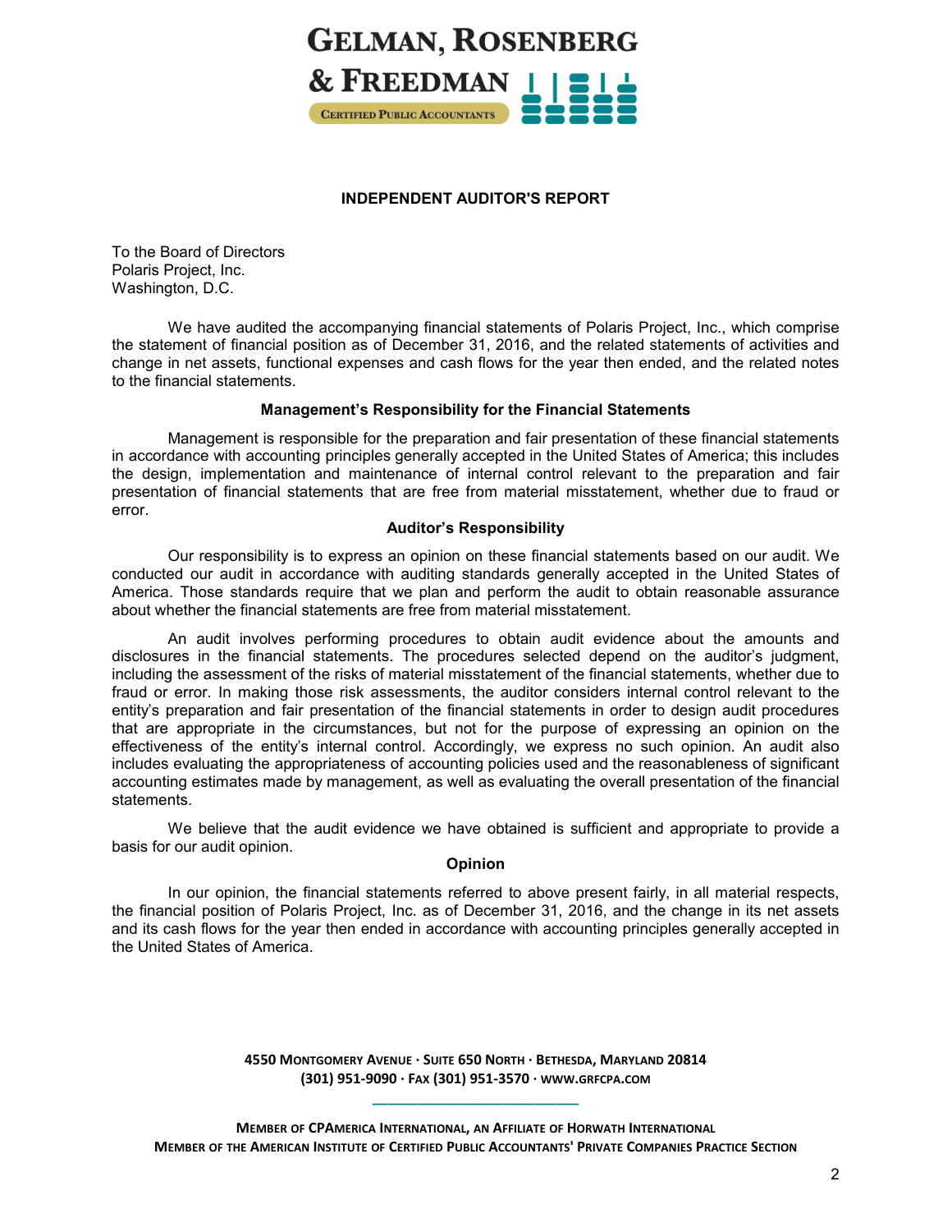# GELMAN, ROSENBERG & FREEDMAN

CERTIFIED PUBLIC ACCOUNTANTS

## INDEPENDENT AUDITOR'S REPORT

To the Board of Directors
Polaris Project, Inc.
Washington, D.C.

We have audited the accompanying financial statements of Polaris Project, Inc., which comprise the statement of financial position as of December 31, 2016, and the related statements of activities and change in net assets, functional expenses and cash flows for the year then ended, and the related notes to the financial statements.

### Management's Responsibility for the Financial Statements

Management is responsible for the preparation and fair presentation of these financial statements in accordance with accounting principles generally accepted in the United States of America; this includes the design, implementation and maintenance of internal control relevant to the preparation and fair presentation of financial statements that are free from material misstatement, whether due to fraud or error.

### Auditor's Responsibility

Our responsibility is to express an opinion on these financial statements based on our audit. We conducted our audit in accordance with auditing standards generally accepted in the United States of America. Those standards require that we plan and perform the audit to obtain reasonable assurance about whether the financial statements are free from material misstatement.

An audit involves performing procedures to obtain audit evidence about the amounts and disclosures in the financial statements. The procedures selected depend on the auditor's judgment, including the assessment of the risks of material misstatement of the financial statements, whether due to fraud or error. In making those risk assessments, the auditor considers internal control relevant to the entity's preparation and fair presentation of the financial statements in order to design audit procedures that are appropriate in the circumstances, but not for the purpose of expressing an opinion on the effectiveness of the entity's internal control. Accordingly, we express no such opinion. An audit also includes evaluating the appropriateness of accounting policies used and the reasonableness of significant accounting estimates made by management, as well as evaluating the overall presentation of the financial statements.

We believe that the audit evidence we have obtained is sufficient and appropriate to provide a basis for our audit opinion.

### Opinion

In our opinion, the financial statements referred to above present fairly, in all material respects, the financial position of Polaris Project, Inc. as of December 31, 2016, and the change in its net assets and its cash flows for the year then ended in accordance with accounting principles generally accepted in the United States of America.

4550 MONTGOMERY AVENUE · SUITE 650 NORTH · BETHESDA, MARYLAND 20814
(301) 951-9090 · FAX (301) 951-3570 · WWW.GRFCPA.COM

MEMBER OF CPAMERICA INTERNATIONAL, AN AFFILIATE OF HORWATH INTERNATIONAL
MEMBER OF THE AMERICAN INSTITUTE OF CERTIFIED PUBLIC ACCOUNTANTS' PRIVATE COMPANIES PRACTICE SECTION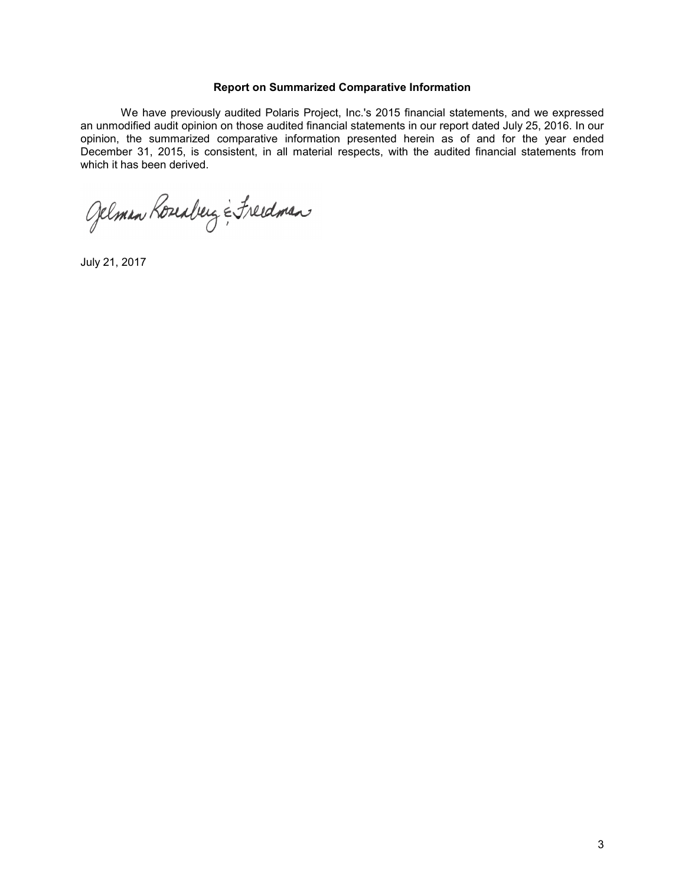**Report on Summarized Comparative Information**

We have previously audited Polaris Project, Inc.'s 2015 financial statements, and we expressed an unmodified audit opinion on those audited financial statements in our report dated July 25, 2016. In our opinion, the summarized comparative information presented herein as of and for the year ended December 31, 2015, is consistent, in all material respects, with the audited financial statements from which it has been derived.

Gelman Rosenberg & Freedman

July 21, 2017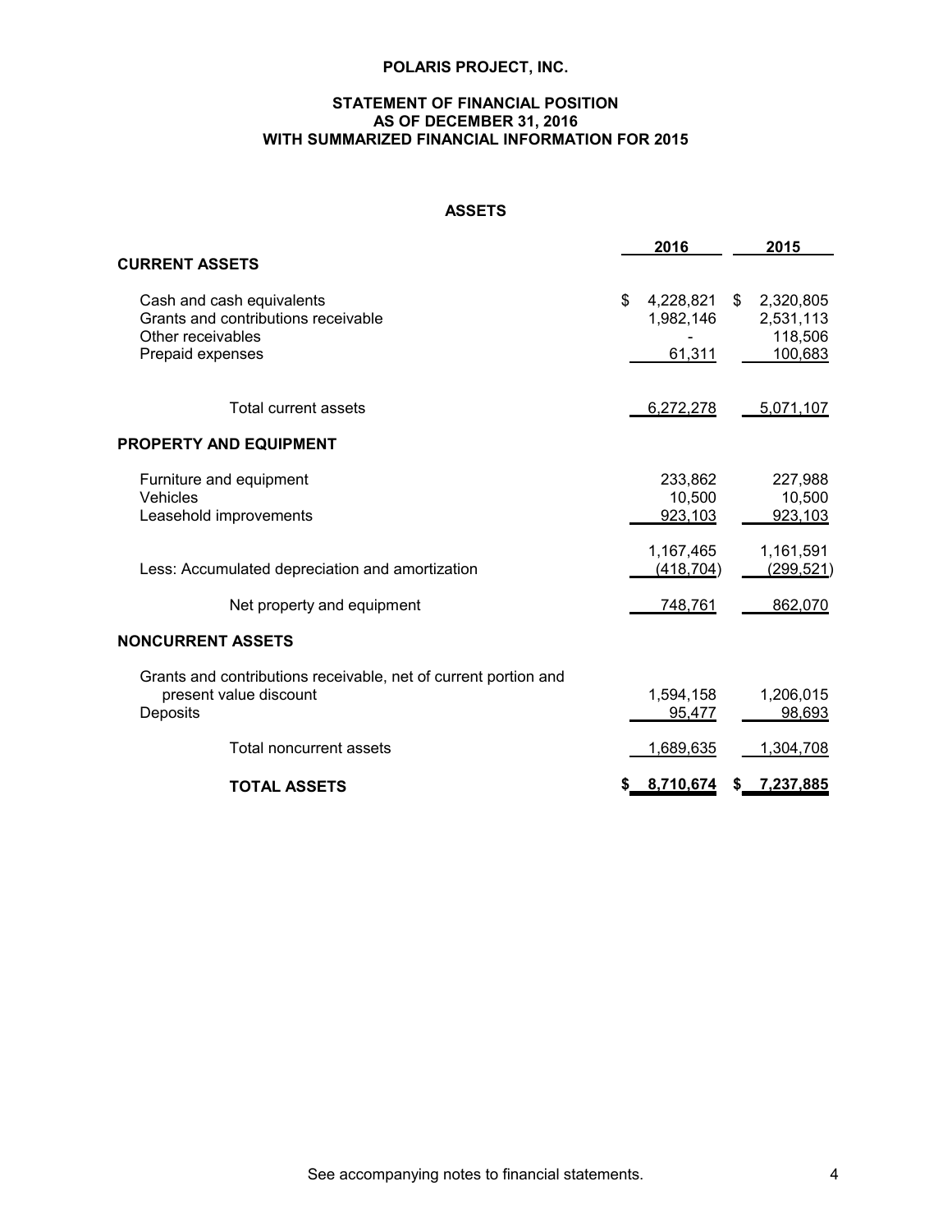# POLARIS PROJECT, INC.

## STATEMENT OF FINANCIAL POSITION
## AS OF DECEMBER 31, 2016
## WITH SUMMARIZED FINANCIAL INFORMATION FOR 2015

### ASSETS

| | 2016 | 2015 |
|---|---|---|
| **CURRENT ASSETS** | | |
| Cash and cash equivalents | $ 4,228,821 | $ 2,320,805 |
| Grants and contributions receivable | 1,982,146 | 2,531,113 |
| Other receivables | - | 118,506 |
| Prepaid expenses | 61,311 | 100,683 |
| Total current assets | 6,272,278 | 5,071,107 |
| **PROPERTY AND EQUIPMENT** | | |
| Furniture and equipment | 233,862 | 227,988 |
| Vehicles | 10,500 | 10,500 |
| Leasehold improvements | 923,103 | 923,103 |
| | 1,167,465 | 1,161,591 |
| Less: Accumulated depreciation and amortization | (418,704) | (299,521) |
| Net property and equipment | 748,761 | 862,070 |
| **NONCURRENT ASSETS** | | |
| Grants and contributions receivable, net of current portion and present value discount | 1,594,158 | 1,206,015 |
| Deposits | 95,477 | 98,693 |
| Total noncurrent assets | 1,689,635 | 1,304,708 |
| **TOTAL ASSETS** | **$ 8,710,674** | **$ 7,237,885** |

See accompanying notes to financial statements.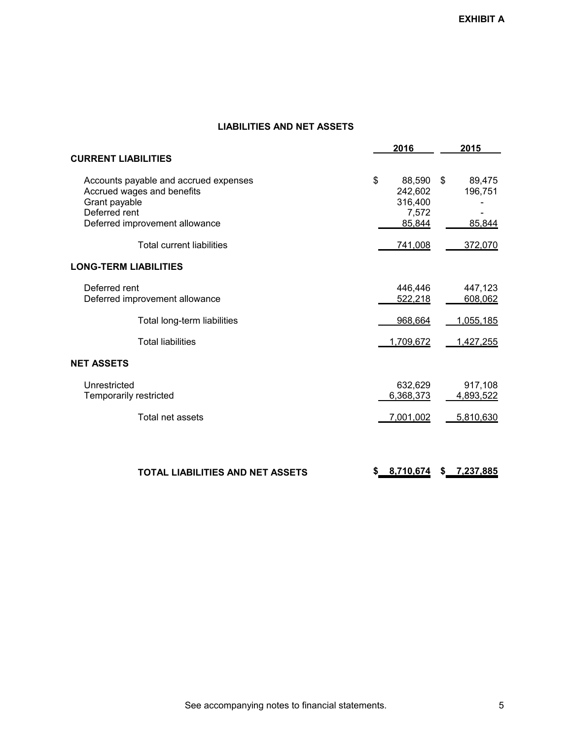**EXHIBIT A**

## LIABILITIES AND NET ASSETS

| | 2016 | 2015 |
|---|---|---|
| **CURRENT LIABILITIES** | | |
| Accounts payable and accrued expenses | $ 88,590 | $ 89,475 |
| Accrued wages and benefits | 242,602 | 196,751 |
| Grant payable | 316,400 | - |
| Deferred rent | 7,572 | - |
| Deferred improvement allowance | 85,844 | 85,844 |
| Total current liabilities | 741,008 | 372,070 |
| **LONG-TERM LIABILITIES** | | |
| Deferred rent | 446,446 | 447,123 |
| Deferred improvement allowance | 522,218 | 608,062 |
| Total long-term liabilities | 968,664 | 1,055,185 |
| Total liabilities | 1,709,672 | 1,427,255 |
| **NET ASSETS** | | |
| Unrestricted | 632,629 | 917,108 |
| Temporarily restricted | 6,368,373 | 4,893,522 |
| Total net assets | 7,001,002 | 5,810,630 |
| **TOTAL LIABILITIES AND NET ASSETS** | **$ 8,710,674** | **$ 7,237,885** |

See accompanying notes to financial statements.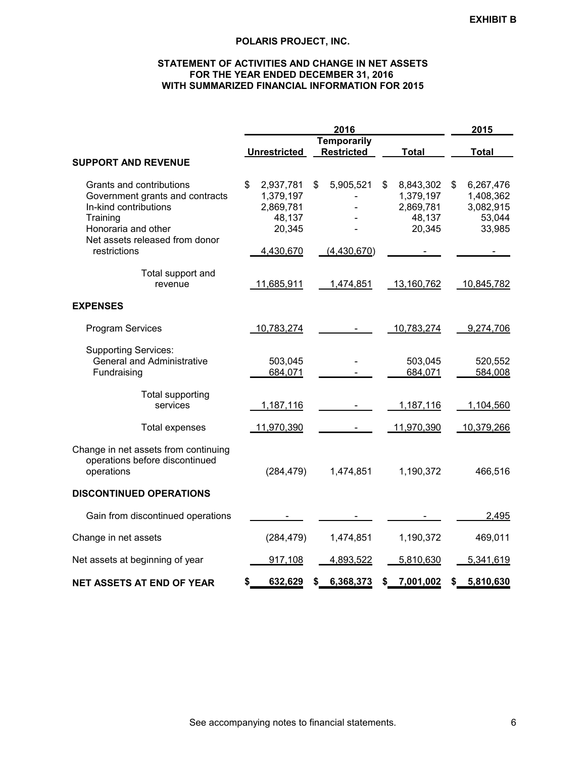**EXHIBIT B**

# POLARIS PROJECT, INC.

## STATEMENT OF ACTIVITIES AND CHANGE IN NET ASSETS
## FOR THE YEAR ENDED DECEMBER 31, 2016
## WITH SUMMARIZED FINANCIAL INFORMATION FOR 2015

| | 2016 | | | 2015 |
|---|---|---|---|---|
| | Unrestricted | Temporarily Restricted | Total | Total |
| **SUPPORT AND REVENUE** | | | | |
| Grants and contributions | $ 2,937,781 | $ 5,905,521 | $ 8,843,302 | $ 6,267,476 |
| Government grants and contracts | 1,379,197 | - | 1,379,197 | 1,408,362 |
| In-kind contributions | 2,869,781 | - | 2,869,781 | 3,082,915 |
| Training | 48,137 | - | 48,137 | 53,044 |
| Honoraria and other | 20,345 | - | 20,345 | 33,985 |
| Net assets released from donor restrictions | 4,430,670 | (4,430,670) | - | - |
| Total support and revenue | 11,685,911 | 1,474,851 | 13,160,762 | 10,845,782 |
| **EXPENSES** | | | | |
| Program Services | 10,783,274 | - | 10,783,274 | 9,274,706 |
| Supporting Services: | | | | |
| General and Administrative | 503,045 | - | 503,045 | 520,552 |
| Fundraising | 684,071 | - | 684,071 | 584,008 |
| Total supporting services | 1,187,116 | - | 1,187,116 | 1,104,560 |
| Total expenses | 11,970,390 | - | 11,970,390 | 10,379,266 |
| Change in net assets from continuing operations before discontinued operations | (284,479) | 1,474,851 | 1,190,372 | 466,516 |
| **DISCONTINUED OPERATIONS** | | | | |
| Gain from discontinued operations | - | - | - | 2,495 |
| Change in net assets | (284,479) | 1,474,851 | 1,190,372 | 469,011 |
| Net assets at beginning of year | 917,108 | 4,893,522 | 5,810,630 | 5,341,619 |
| **NET ASSETS AT END OF YEAR** | **$ 632,629** | **$ 6,368,373** | **$ 7,001,002** | **$ 5,810,630** |

See accompanying notes to financial statements.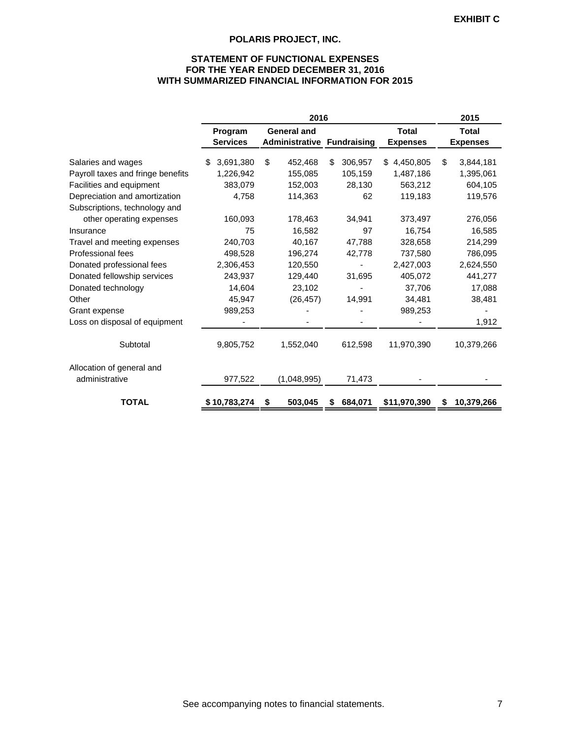**EXHIBIT C**

## POLARIS PROJECT, INC.

### STATEMENT OF FUNCTIONAL EXPENSES
### FOR THE YEAR ENDED DECEMBER 31, 2016
### WITH SUMMARIZED FINANCIAL INFORMATION FOR 2015

| | 2016 | | | | 2015 |
|---|---|---|---|---|---|
| | Program Services | General and Administrative | Fundraising | Total Expenses | Total Expenses |
| Salaries and wages | $ 3,691,380 | $ 452,468 | $ 306,957 | $ 4,450,805 | $ 3,844,181 |
| Payroll taxes and fringe benefits | 1,226,942 | 155,085 | 105,159 | 1,487,186 | 1,395,061 |
| Facilities and equipment | 383,079 | 152,003 | 28,130 | 563,212 | 604,105 |
| Depreciation and amortization | 4,758 | 114,363 | 62 | 119,183 | 119,576 |
| Subscriptions, technology and other operating expenses | 160,093 | 178,463 | 34,941 | 373,497 | 276,056 |
| Insurance | 75 | 16,582 | 97 | 16,754 | 16,585 |
| Travel and meeting expenses | 240,703 | 40,167 | 47,788 | 328,658 | 214,299 |
| Professional fees | 498,528 | 196,274 | 42,778 | 737,580 | 786,095 |
| Donated professional fees | 2,306,453 | 120,550 | - | 2,427,003 | 2,624,550 |
| Donated fellowship services | 243,937 | 129,440 | 31,695 | 405,072 | 441,277 |
| Donated technology | 14,604 | 23,102 | - | 37,706 | 17,088 |
| Other | 45,947 | (26,457) | 14,991 | 34,481 | 38,481 |
| Grant expense | 989,253 | - | - | 989,253 | - |
| Loss on disposal of equipment | - | - | - | - | 1,912 |
| Subtotal | 9,805,752 | 1,552,040 | 612,598 | 11,970,390 | 10,379,266 |
| Allocation of general and administrative | 977,522 | (1,048,995) | 71,473 | - | - |
| **TOTAL** | **$ 10,783,274** | **$ 503,045** | **$ 684,071** | **$11,970,390** | **$ 10,379,266** |

See accompanying notes to financial statements.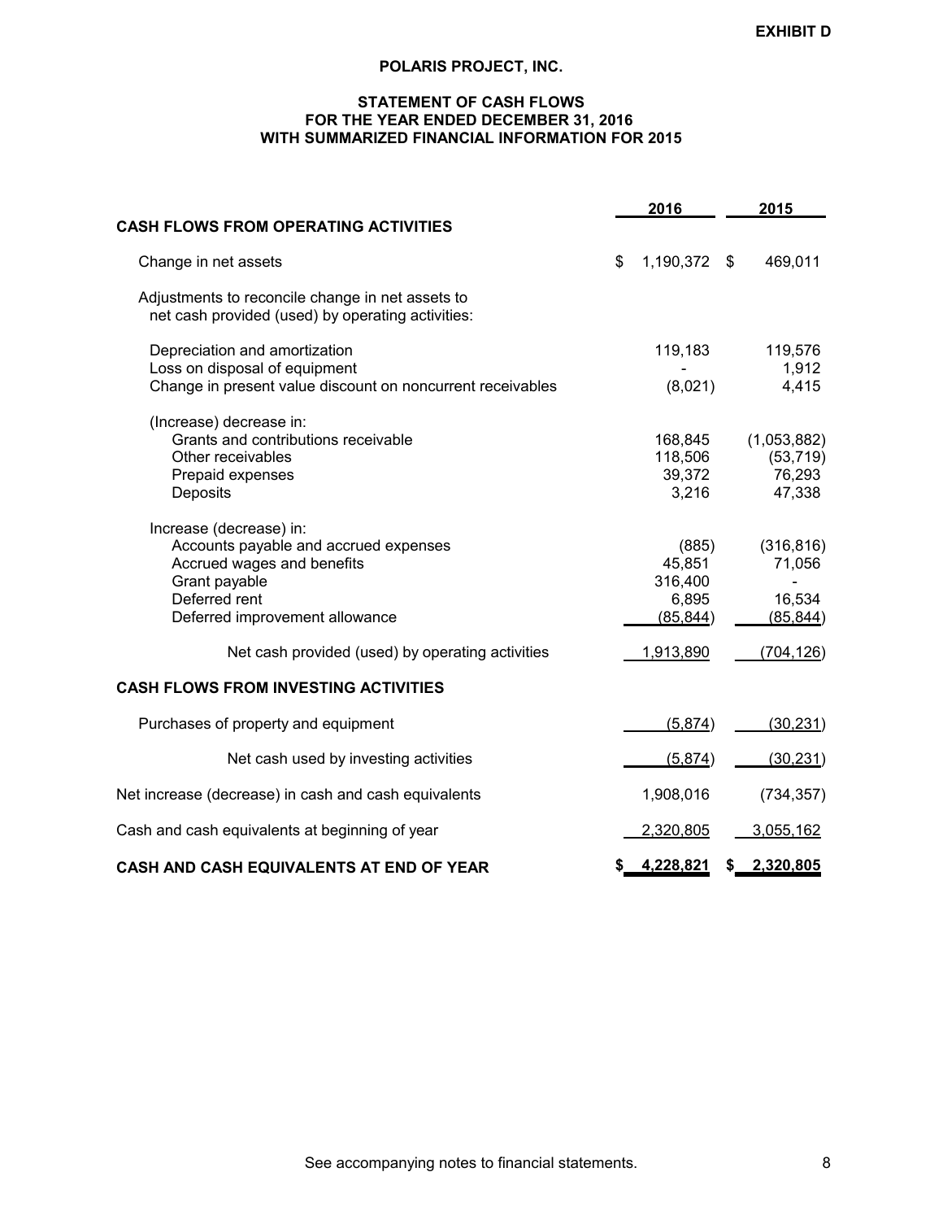**EXHIBIT D**

# POLARIS PROJECT, INC.

## STATEMENT OF CASH FLOWS
## FOR THE YEAR ENDED DECEMBER 31, 2016
## WITH SUMMARIZED FINANCIAL INFORMATION FOR 2015

| | 2016 | 2015 |
|---|---|---|
| **CASH FLOWS FROM OPERATING ACTIVITIES** | | |
| Change in net assets | $ 1,190,372 | $ 469,011 |
| Adjustments to reconcile change in net assets to net cash provided (used) by operating activities: | | |
| Depreciation and amortization | 119,183 | 119,576 |
| Loss on disposal of equipment | - | 1,912 |
| Change in present value discount on noncurrent receivables | (8,021) | 4,415 |
| (Increase) decrease in: | | |
| Grants and contributions receivable | 168,845 | (1,053,882) |
| Other receivables | 118,506 | (53,719) |
| Prepaid expenses | 39,372 | 76,293 |
| Deposits | 3,216 | 47,338 |
| Increase (decrease) in: | | |
| Accounts payable and accrued expenses | (885) | (316,816) |
| Accrued wages and benefits | 45,851 | 71,056 |
| Grant payable | 316,400 | - |
| Deferred rent | 6,895 | 16,534 |
| Deferred improvement allowance | (85,844) | (85,844) |
| Net cash provided (used) by operating activities | 1,913,890 | (704,126) |
| **CASH FLOWS FROM INVESTING ACTIVITIES** | | |
| Purchases of property and equipment | (5,874) | (30,231) |
| Net cash used by investing activities | (5,874) | (30,231) |
| Net increase (decrease) in cash and cash equivalents | 1,908,016 | (734,357) |
| Cash and cash equivalents at beginning of year | 2,320,805 | 3,055,162 |
| **CASH AND CASH EQUIVALENTS AT END OF YEAR** | **$ 4,228,821** | **$ 2,320,805** |

See accompanying notes to financial statements.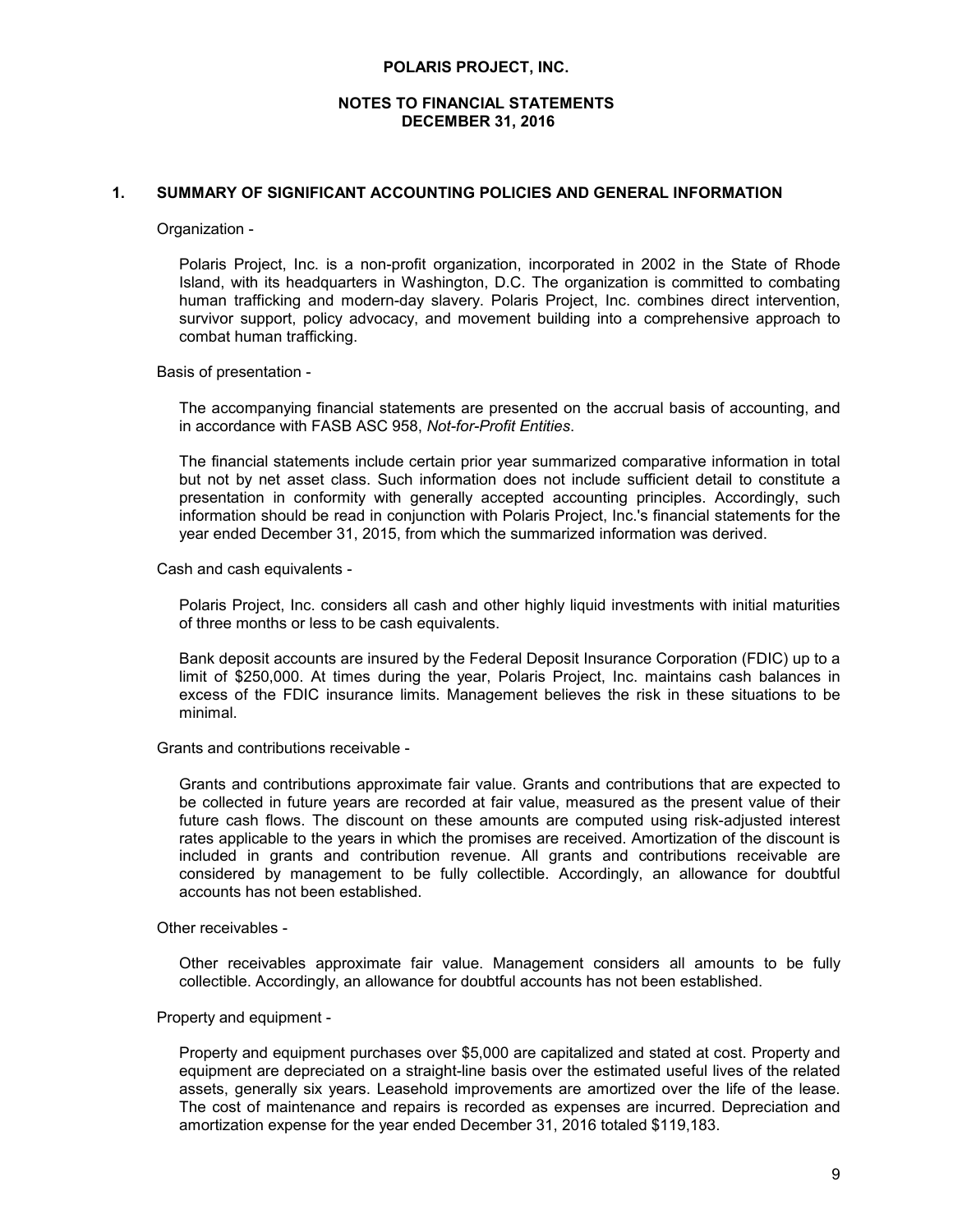# POLARIS PROJECT, INC.

## NOTES TO FINANCIAL STATEMENTS
## DECEMBER 31, 2016

### 1. SUMMARY OF SIGNIFICANT ACCOUNTING POLICIES AND GENERAL INFORMATION

Organization -

Polaris Project, Inc. is a non-profit organization, incorporated in 2002 in the State of Rhode Island, with its headquarters in Washington, D.C. The organization is committed to combating human trafficking and modern-day slavery. Polaris Project, Inc. combines direct intervention, survivor support, policy advocacy, and movement building into a comprehensive approach to combat human trafficking.

Basis of presentation -

The accompanying financial statements are presented on the accrual basis of accounting, and in accordance with FASB ASC 958, *Not-for-Profit Entities*.

The financial statements include certain prior year summarized comparative information in total but not by net asset class. Such information does not include sufficient detail to constitute a presentation in conformity with generally accepted accounting principles. Accordingly, such information should be read in conjunction with Polaris Project, Inc.'s financial statements for the year ended December 31, 2015, from which the summarized information was derived.

Cash and cash equivalents -

Polaris Project, Inc. considers all cash and other highly liquid investments with initial maturities of three months or less to be cash equivalents.

Bank deposit accounts are insured by the Federal Deposit Insurance Corporation (FDIC) up to a limit of $250,000. At times during the year, Polaris Project, Inc. maintains cash balances in excess of the FDIC insurance limits. Management believes the risk in these situations to be minimal.

Grants and contributions receivable -

Grants and contributions approximate fair value. Grants and contributions that are expected to be collected in future years are recorded at fair value, measured as the present value of their future cash flows. The discount on these amounts are computed using risk-adjusted interest rates applicable to the years in which the promises are received. Amortization of the discount is included in grants and contribution revenue. All grants and contributions receivable are considered by management to be fully collectible. Accordingly, an allowance for doubtful accounts has not been established.

Other receivables -

Other receivables approximate fair value. Management considers all amounts to be fully collectible. Accordingly, an allowance for doubtful accounts has not been established.

Property and equipment -

Property and equipment purchases over $5,000 are capitalized and stated at cost. Property and equipment are depreciated on a straight-line basis over the estimated useful lives of the related assets, generally six years. Leasehold improvements are amortized over the life of the lease. The cost of maintenance and repairs is recorded as expenses are incurred. Depreciation and amortization expense for the year ended December 31, 2016 totaled $119,183.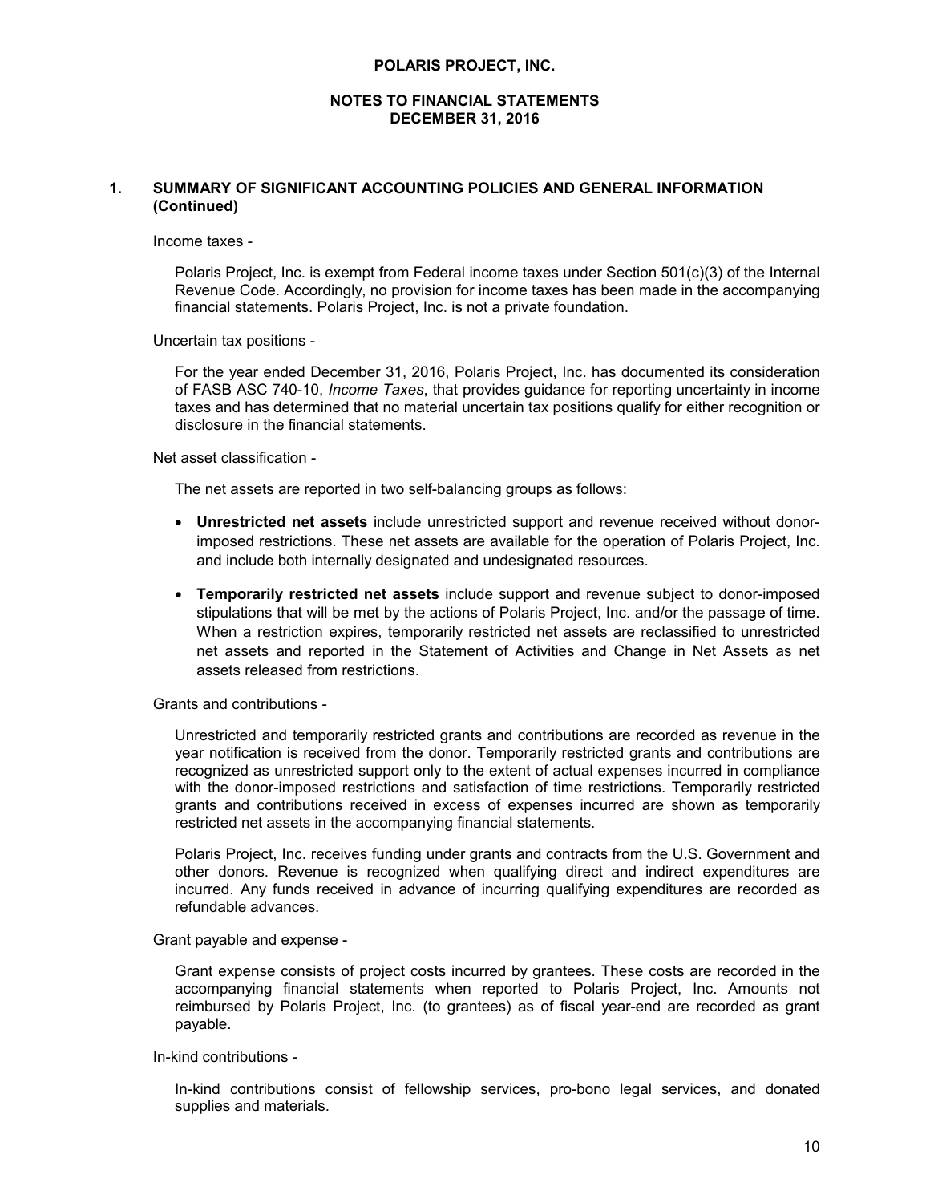## 1. SUMMARY OF SIGNIFICANT ACCOUNTING POLICIES AND GENERAL INFORMATION (Continued)

Income taxes -

Polaris Project, Inc. is exempt from Federal income taxes under Section 501(c)(3) of the Internal Revenue Code. Accordingly, no provision for income taxes has been made in the accompanying financial statements. Polaris Project, Inc. is not a private foundation.

Uncertain tax positions -

For the year ended December 31, 2016, Polaris Project, Inc. has documented its consideration of FASB ASC 740-10, *Income Taxes*, that provides guidance for reporting uncertainty in income taxes and has determined that no material uncertain tax positions qualify for either recognition or disclosure in the financial statements.

Net asset classification -

The net assets are reported in two self-balancing groups as follows:

- **Unrestricted net assets** include unrestricted support and revenue received without donor-imposed restrictions. These net assets are available for the operation of Polaris Project, Inc. and include both internally designated and undesignated resources.
- **Temporarily restricted net assets** include support and revenue subject to donor-imposed stipulations that will be met by the actions of Polaris Project, Inc. and/or the passage of time. When a restriction expires, temporarily restricted net assets are reclassified to unrestricted net assets and reported in the Statement of Activities and Change in Net Assets as net assets released from restrictions.

Grants and contributions -

Unrestricted and temporarily restricted grants and contributions are recorded as revenue in the year notification is received from the donor. Temporarily restricted grants and contributions are recognized as unrestricted support only to the extent of actual expenses incurred in compliance with the donor-imposed restrictions and satisfaction of time restrictions. Temporarily restricted grants and contributions received in excess of expenses incurred are shown as temporarily restricted net assets in the accompanying financial statements.

Polaris Project, Inc. receives funding under grants and contracts from the U.S. Government and other donors. Revenue is recognized when qualifying direct and indirect expenditures are incurred. Any funds received in advance of incurring qualifying expenditures are recorded as refundable advances.

Grant payable and expense -

Grant expense consists of project costs incurred by grantees. These costs are recorded in the accompanying financial statements when reported to Polaris Project, Inc. Amounts not reimbursed by Polaris Project, Inc. (to grantees) as of fiscal year-end are recorded as grant payable.

In-kind contributions -

In-kind contributions consist of fellowship services, pro-bono legal services, and donated supplies and materials.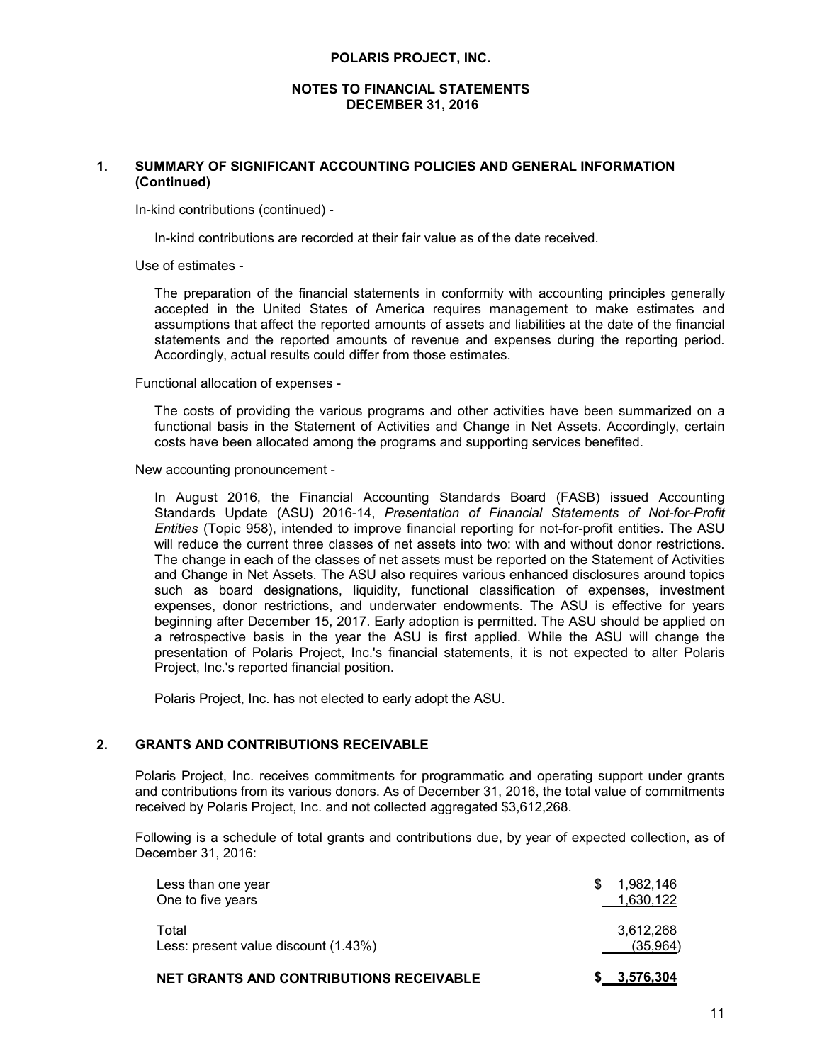POLARIS PROJECT, INC.

NOTES TO FINANCIAL STATEMENTS
DECEMBER 31, 2016

## 1. SUMMARY OF SIGNIFICANT ACCOUNTING POLICIES AND GENERAL INFORMATION (Continued)

In-kind contributions (continued) -

In-kind contributions are recorded at their fair value as of the date received.

Use of estimates -

The preparation of the financial statements in conformity with accounting principles generally accepted in the United States of America requires management to make estimates and assumptions that affect the reported amounts of assets and liabilities at the date of the financial statements and the reported amounts of revenue and expenses during the reporting period. Accordingly, actual results could differ from those estimates.

Functional allocation of expenses -

The costs of providing the various programs and other activities have been summarized on a functional basis in the Statement of Activities and Change in Net Assets. Accordingly, certain costs have been allocated among the programs and supporting services benefited.

New accounting pronouncement -

In August 2016, the Financial Accounting Standards Board (FASB) issued Accounting Standards Update (ASU) 2016-14, *Presentation of Financial Statements of Not-for-Profit Entities* (Topic 958), intended to improve financial reporting for not-for-profit entities. The ASU will reduce the current three classes of net assets into two: with and without donor restrictions. The change in each of the classes of net assets must be reported on the Statement of Activities and Change in Net Assets. The ASU also requires various enhanced disclosures around topics such as board designations, liquidity, functional classification of expenses, investment expenses, donor restrictions, and underwater endowments. The ASU is effective for years beginning after December 15, 2017. Early adoption is permitted. The ASU should be applied on a retrospective basis in the year the ASU is first applied. While the ASU will change the presentation of Polaris Project, Inc.'s financial statements, it is not expected to alter Polaris Project, Inc.'s reported financial position.

Polaris Project, Inc. has not elected to early adopt the ASU.

## 2. GRANTS AND CONTRIBUTIONS RECEIVABLE

Polaris Project, Inc. receives commitments for programmatic and operating support under grants and contributions from its various donors. As of December 31, 2016, the total value of commitments received by Polaris Project, Inc. and not collected aggregated $3,612,268.

Following is a schedule of total grants and contributions due, by year of expected collection, as of December 31, 2016:

| | |
|---|---|
| Less than one year | $ 1,982,146 |
| One to five years | 1,630,122 |
| Total | 3,612,268 |
| Less: present value discount (1.43%) | (35,964) |
| **NET GRANTS AND CONTRIBUTIONS RECEIVABLE** | **$ 3,576,304** |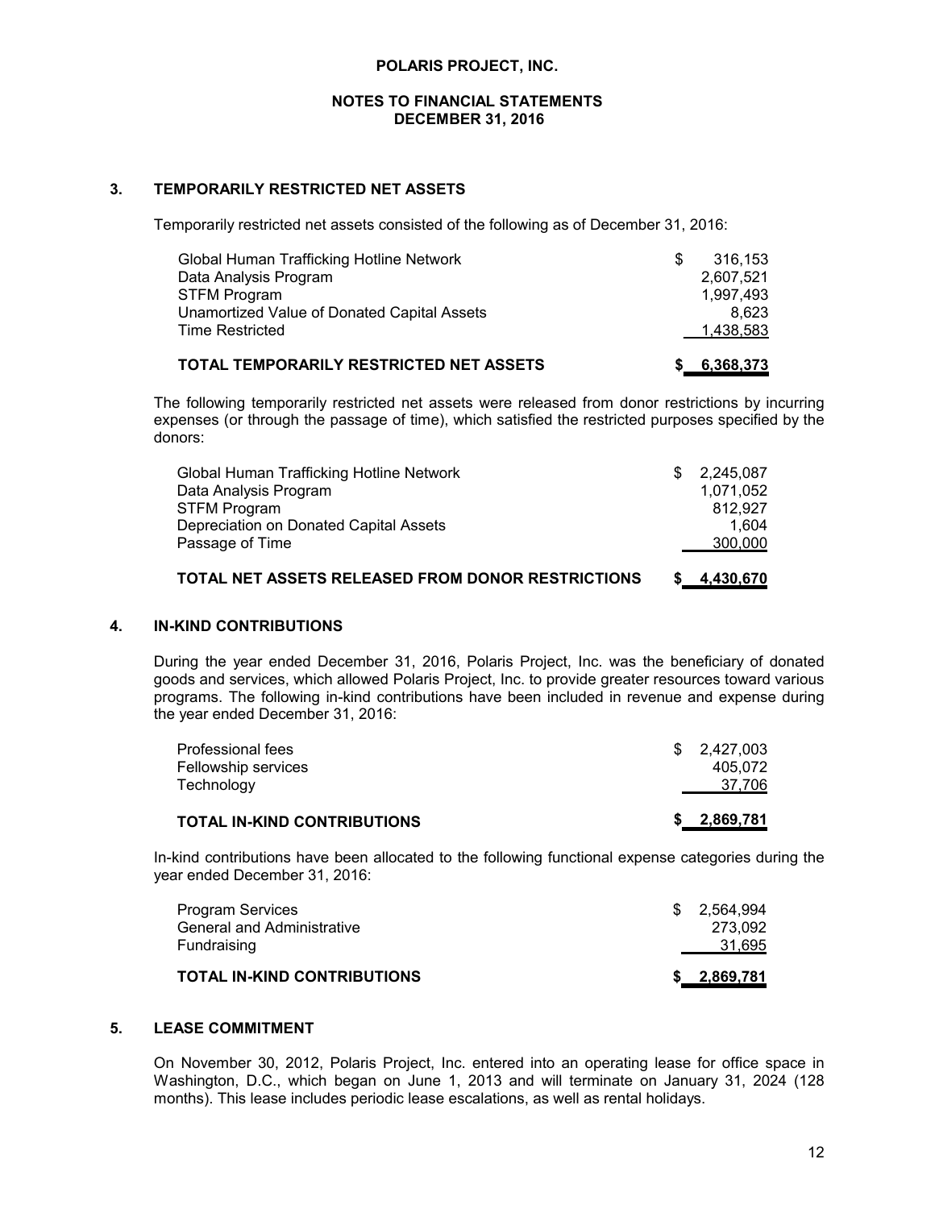**POLARIS PROJECT, INC.**

**NOTES TO FINANCIAL STATEMENTS**
**DECEMBER 31, 2016**

## 3. TEMPORARILY RESTRICTED NET ASSETS

Temporarily restricted net assets consisted of the following as of December 31, 2016:

| | |
|---|---|
| Global Human Trafficking Hotline Network | $ 316,153 |
| Data Analysis Program | 2,607,521 |
| STFM Program | 1,997,493 |
| Unamortized Value of Donated Capital Assets | 8,623 |
| Time Restricted | 1,438,583 |
| **TOTAL TEMPORARILY RESTRICTED NET ASSETS** | **$ 6,368,373** |

The following temporarily restricted net assets were released from donor restrictions by incurring expenses (or through the passage of time), which satisfied the restricted purposes specified by the donors:

| | |
|---|---|
| Global Human Trafficking Hotline Network | $ 2,245,087 |
| Data Analysis Program | 1,071,052 |
| STFM Program | 812,927 |
| Depreciation on Donated Capital Assets | 1,604 |
| Passage of Time | 300,000 |
| **TOTAL NET ASSETS RELEASED FROM DONOR RESTRICTIONS** | **$ 4,430,670** |

## 4. IN-KIND CONTRIBUTIONS

During the year ended December 31, 2016, Polaris Project, Inc. was the beneficiary of donated goods and services, which allowed Polaris Project, Inc. to provide greater resources toward various programs. The following in-kind contributions have been included in revenue and expense during the year ended December 31, 2016:

| | |
|---|---|
| Professional fees | $ 2,427,003 |
| Fellowship services | 405,072 |
| Technology | 37,706 |
| **TOTAL IN-KIND CONTRIBUTIONS** | **$ 2,869,781** |

In-kind contributions have been allocated to the following functional expense categories during the year ended December 31, 2016:

| | |
|---|---|
| Program Services | $ 2,564,994 |
| General and Administrative | 273,092 |
| Fundraising | 31,695 |
| **TOTAL IN-KIND CONTRIBUTIONS** | **$ 2,869,781** |

## 5. LEASE COMMITMENT

On November 30, 2012, Polaris Project, Inc. entered into an operating lease for office space in Washington, D.C., which began on June 1, 2013 and will terminate on January 31, 2024 (128 months). This lease includes periodic lease escalations, as well as rental holidays.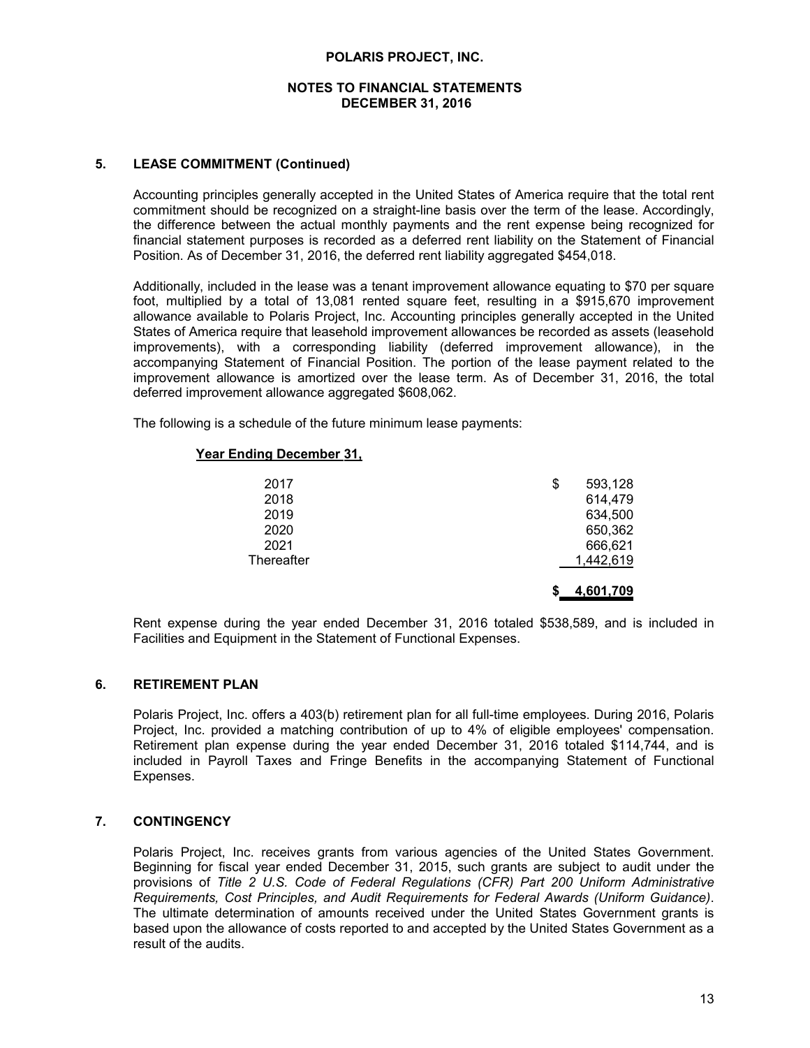## 5. LEASE COMMITMENT (Continued)

Accounting principles generally accepted in the United States of America require that the total rent commitment should be recognized on a straight-line basis over the term of the lease. Accordingly, the difference between the actual monthly payments and the rent expense being recognized for financial statement purposes is recorded as a deferred rent liability on the Statement of Financial Position. As of December 31, 2016, the deferred rent liability aggregated $454,018.

Additionally, included in the lease was a tenant improvement allowance equating to $70 per square foot, multiplied by a total of 13,081 rented square feet, resulting in a $915,670 improvement allowance available to Polaris Project, Inc. Accounting principles generally accepted in the United States of America require that leasehold improvement allowances be recorded as assets (leasehold improvements), with a corresponding liability (deferred improvement allowance), in the accompanying Statement of Financial Position. The portion of the lease payment related to the improvement allowance is amortized over the lease term. As of December 31, 2016, the total deferred improvement allowance aggregated $608,062.

The following is a schedule of the future minimum lease payments:

| Year Ending December 31, | |
|---|---|
| 2017 | $ 593,128 |
| 2018 | 614,479 |
| 2019 | 634,500 |
| 2020 | 650,362 |
| 2021 | 666,621 |
| Thereafter | 1,442,619 |
| | **$ 4,601,709** |

Rent expense during the year ended December 31, 2016 totaled $538,589, and is included in Facilities and Equipment in the Statement of Functional Expenses.

## 6. RETIREMENT PLAN

Polaris Project, Inc. offers a 403(b) retirement plan for all full-time employees. During 2016, Polaris Project, Inc. provided a matching contribution of up to 4% of eligible employees' compensation. Retirement plan expense during the year ended December 31, 2016 totaled $114,744, and is included in Payroll Taxes and Fringe Benefits in the accompanying Statement of Functional Expenses.

## 7. CONTINGENCY

Polaris Project, Inc. receives grants from various agencies of the United States Government. Beginning for fiscal year ended December 31, 2015, such grants are subject to audit under the provisions of *Title 2 U.S. Code of Federal Regulations (CFR) Part 200 Uniform Administrative Requirements, Cost Principles, and Audit Requirements for Federal Awards (Uniform Guidance)*. The ultimate determination of amounts received under the United States Government grants is based upon the allowance of costs reported to and accepted by the United States Government as a result of the audits.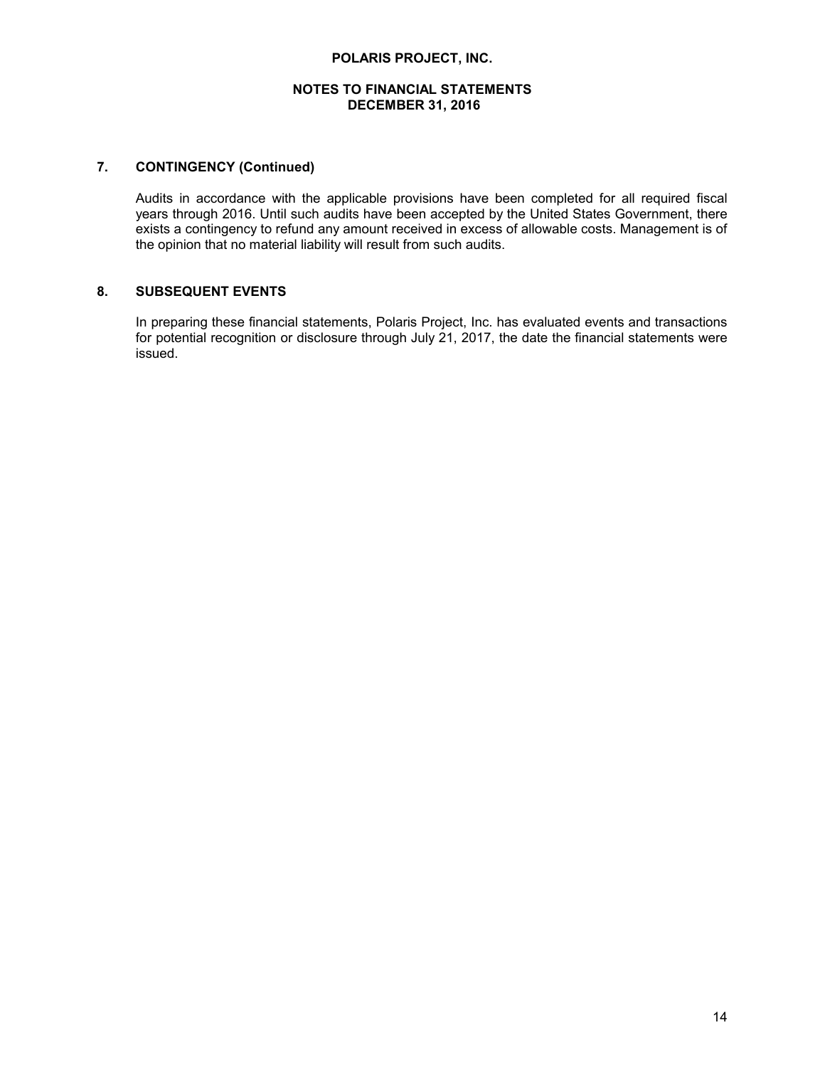**POLARIS PROJECT, INC.**

**NOTES TO FINANCIAL STATEMENTS**
**DECEMBER 31, 2016**

## 7. CONTINGENCY (Continued)

Audits in accordance with the applicable provisions have been completed for all required fiscal years through 2016. Until such audits have been accepted by the United States Government, there exists a contingency to refund any amount received in excess of allowable costs. Management is of the opinion that no material liability will result from such audits.

## 8. SUBSEQUENT EVENTS

In preparing these financial statements, Polaris Project, Inc. has evaluated events and transactions for potential recognition or disclosure through July 21, 2017, the date the financial statements were issued.